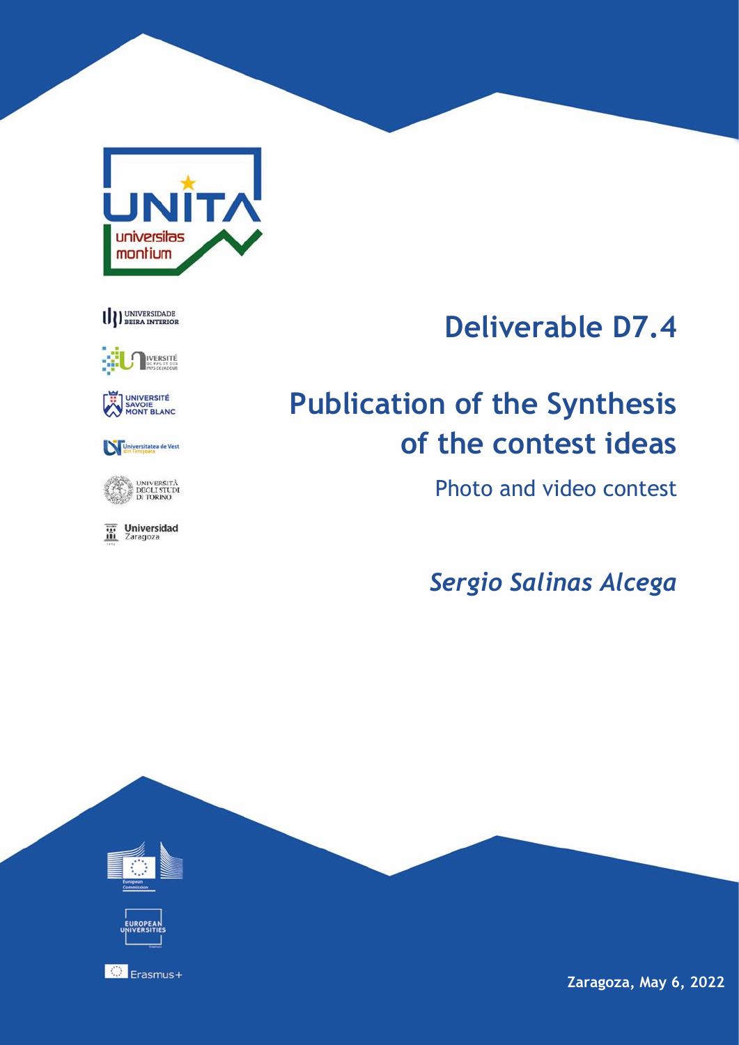# Deliverable D7.4

# Publication of the Synthesis of the contest ideas

Photo and video contest

*Sergio Salinas Alcega*

**Zaragoza, May 6, 2022**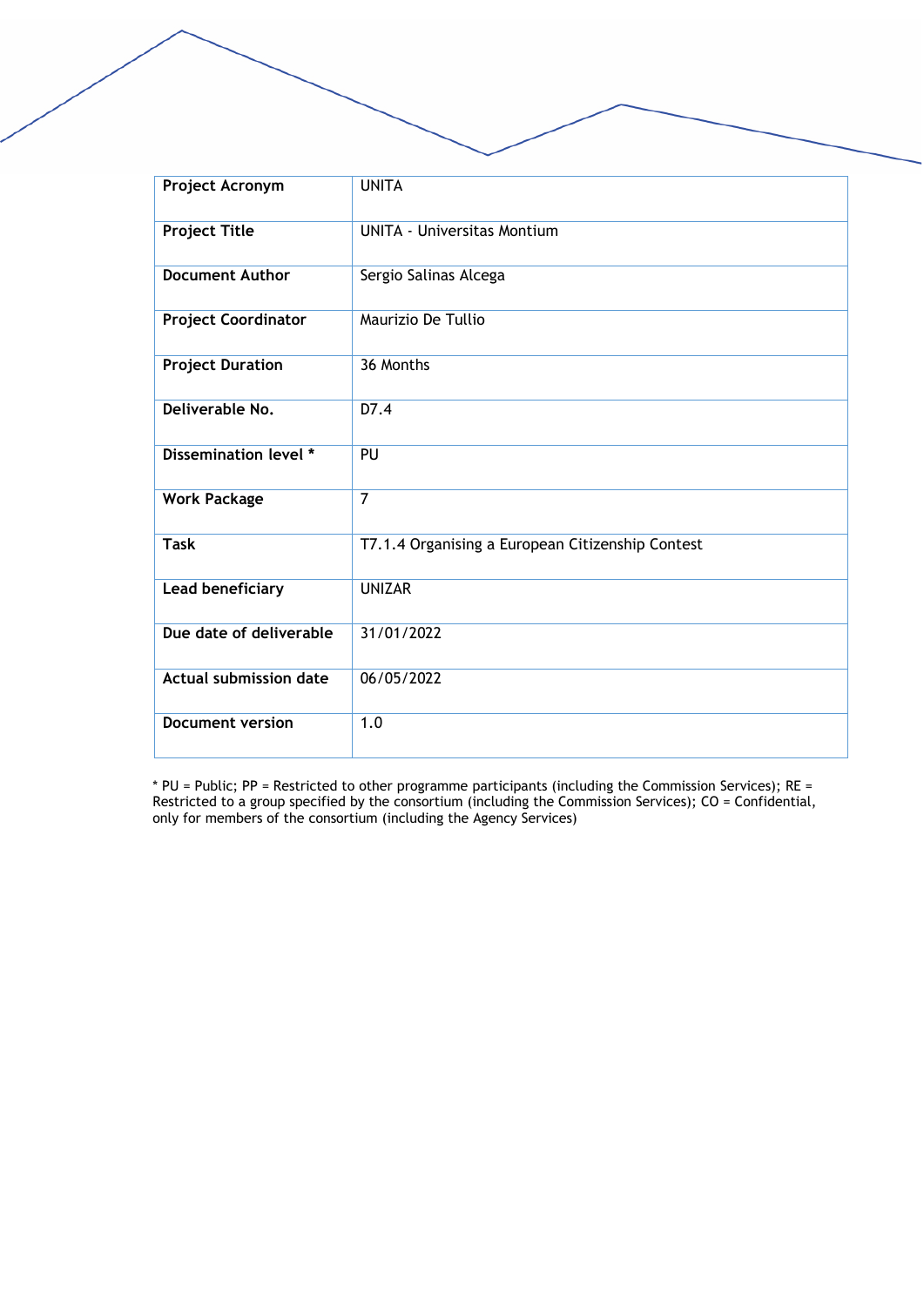| Project Acronym | UNITA |
| --- | --- |
| Project Title | UNITA - Universitas Montium |
| Document Author | Sergio Salinas Alcega |
| Project Coordinator | Maurizio De Tullio |
| Project Duration | 36 Months |
| Deliverable No. | D7.4 |
| Dissemination level * | PU |
| Work Package | 7 |
| Task | T7.1.4 Organising a European Citizenship Contest |
| Lead beneficiary | UNIZAR |
| Due date of deliverable | 31/01/2022 |
| Actual submission date | 06/05/2022 |
| Document version | 1.0 |

* PU = Public; PP = Restricted to other programme participants (including the Commission Services); RE = Restricted to a group specified by the consortium (including the Commission Services); CO = Confidential, only for members of the consortium (including the Agency Services)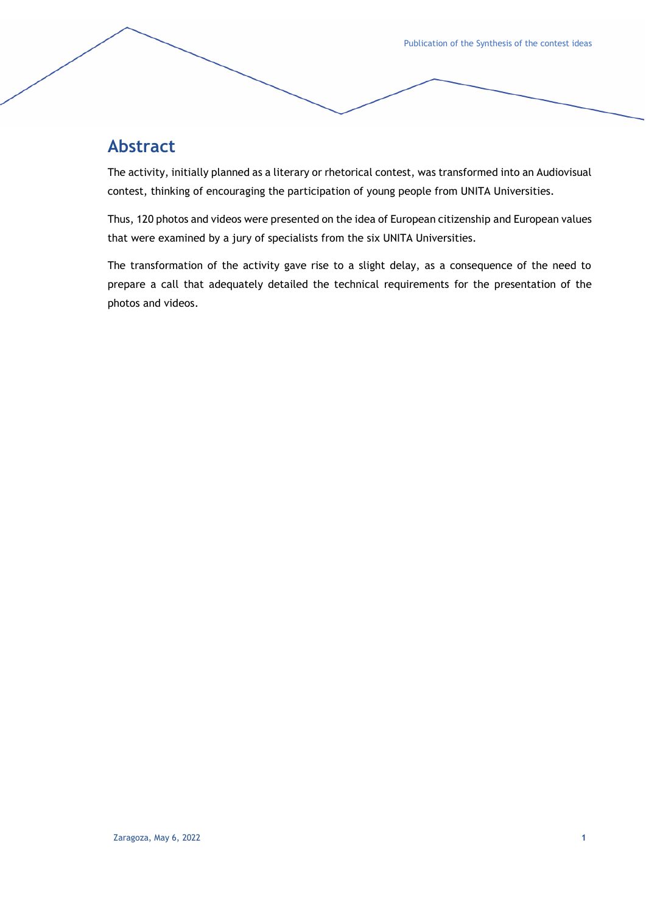## Abstract

The activity, initially planned as a literary or rhetorical contest, was transformed into an Audiovisual contest, thinking of encouraging the participation of young people from UNITA Universities.

Thus, 120 photos and videos were presented on the idea of European citizenship and European values that were examined by a jury of specialists from the six UNITA Universities.

The transformation of the activity gave rise to a slight delay, as a consequence of the need to prepare a call that adequately detailed the technical requirements for the presentation of the photos and videos.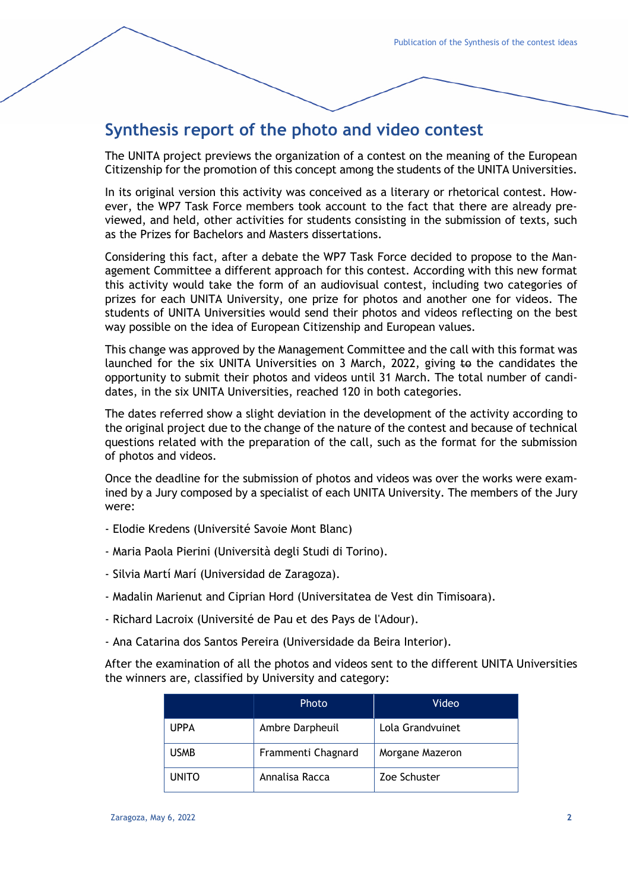## Synthesis report of the photo and video contest

The UNITA project previews the organization of a contest on the meaning of the European Citizenship for the promotion of this concept among the students of the UNITA Universities.

In its original version this activity was conceived as a literary or rhetorical contest. However, the WP7 Task Force members took account to the fact that there are already previewed, and held, other activities for students consisting in the submission of texts, such as the Prizes for Bachelors and Masters dissertations.

Considering this fact, after a debate the WP7 Task Force decided to propose to the Management Committee a different approach for this contest. According with this new format this activity would take the form of an audiovisual contest, including two categories of prizes for each UNITA University, one prize for photos and another one for videos. The students of UNITA Universities would send their photos and videos reflecting on the best way possible on the idea of European Citizenship and European values.

This change was approved by the Management Committee and the call with this format was launched for the six UNITA Universities on 3 March, 2022, giving ~~to~~ the candidates the opportunity to submit their photos and videos until 31 March. The total number of candidates, in the six UNITA Universities, reached 120 in both categories.

The dates referred show a slight deviation in the development of the activity according to the original project due to the change of the nature of the contest and because of technical questions related with the preparation of the call, such as the format for the submission of photos and videos.

Once the deadline for the submission of photos and videos was over the works were examined by a Jury composed by a specialist of each UNITA University. The members of the Jury were:

- Elodie Kredens (Université Savoie Mont Blanc)

- Maria Paola Pierini (Università degli Studi di Torino).

- Silvia Martí Marí (Universidad de Zaragoza).

- Madalin Marienut and Ciprian Hord (Universitatea de Vest din Timisoara).

- Richard Lacroix (Université de Pau et des Pays de l'Adour).

- Ana Catarina dos Santos Pereira (Universidade da Beira Interior).

After the examination of all the photos and videos sent to the different UNITA Universities the winners are, classified by University and category:

| | Photo | Video |
|---|---|---|
| UPPA | Ambre Darpheuil | Lola Grandvuinet |
| USMB | Frammenti Chagnard | Morgane Mazeron |
| UNITO | Annalisa Racca | Zoe Schuster |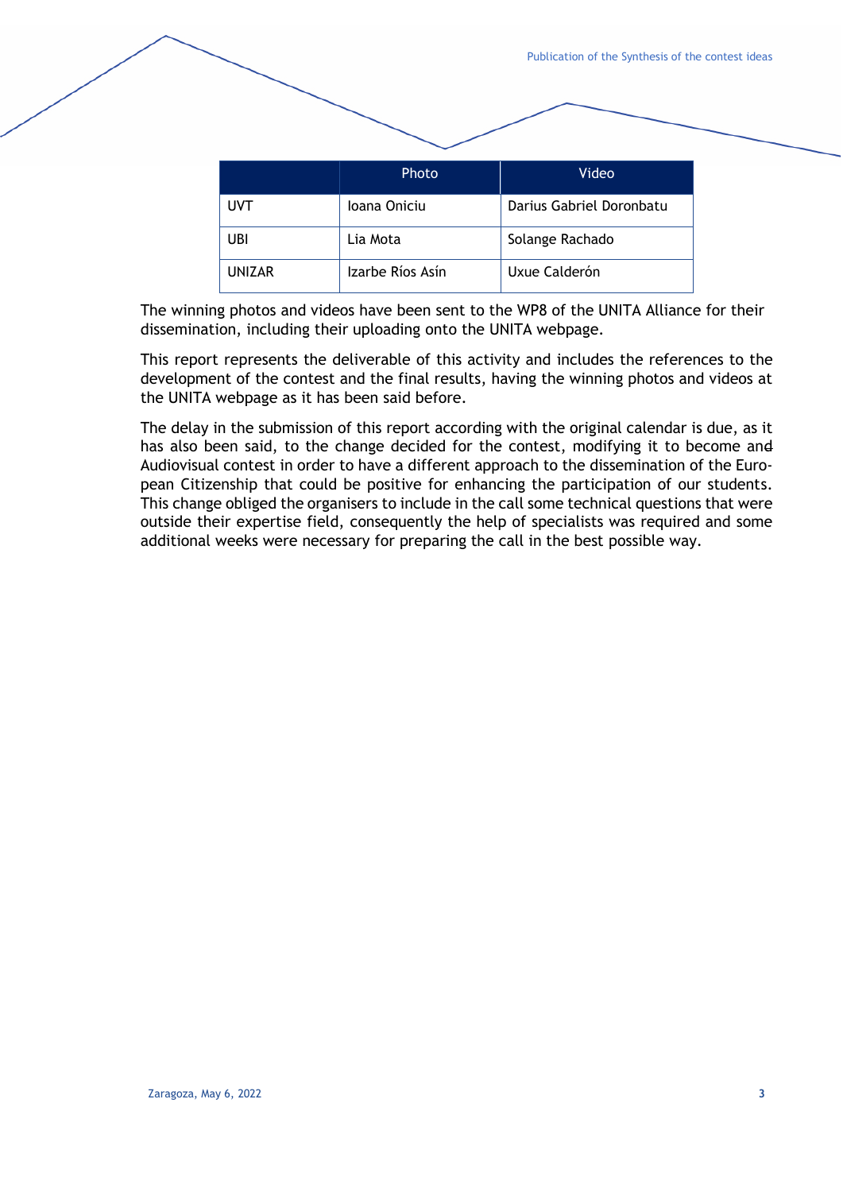| | Photo | Video |
|---|---|---|
| UVT | Ioana Oniciu | Darius Gabriel Doronbatu |
| UBI | Lia Mota | Solange Rachado |
| UNIZAR | Izarbe Ríos Asín | Uxue Calderón |

The winning photos and videos have been sent to the WP8 of the UNITA Alliance for their dissemination, including their uploading onto the UNITA webpage.

This report represents the deliverable of this activity and includes the references to the development of the contest and the final results, having the winning photos and videos at the UNITA webpage as it has been said before.

The delay in the submission of this report according with the original calendar is due, as it has also been said, to the change decided for the contest, modifying it to become and Audiovisual contest in order to have a different approach to the dissemination of the European Citizenship that could be positive for enhancing the participation of our students. This change obliged the organisers to include in the call some technical questions that were outside their expertise field, consequently the help of specialists was required and some additional weeks were necessary for preparing the call in the best possible way.

Zaragoza, May 6, 2022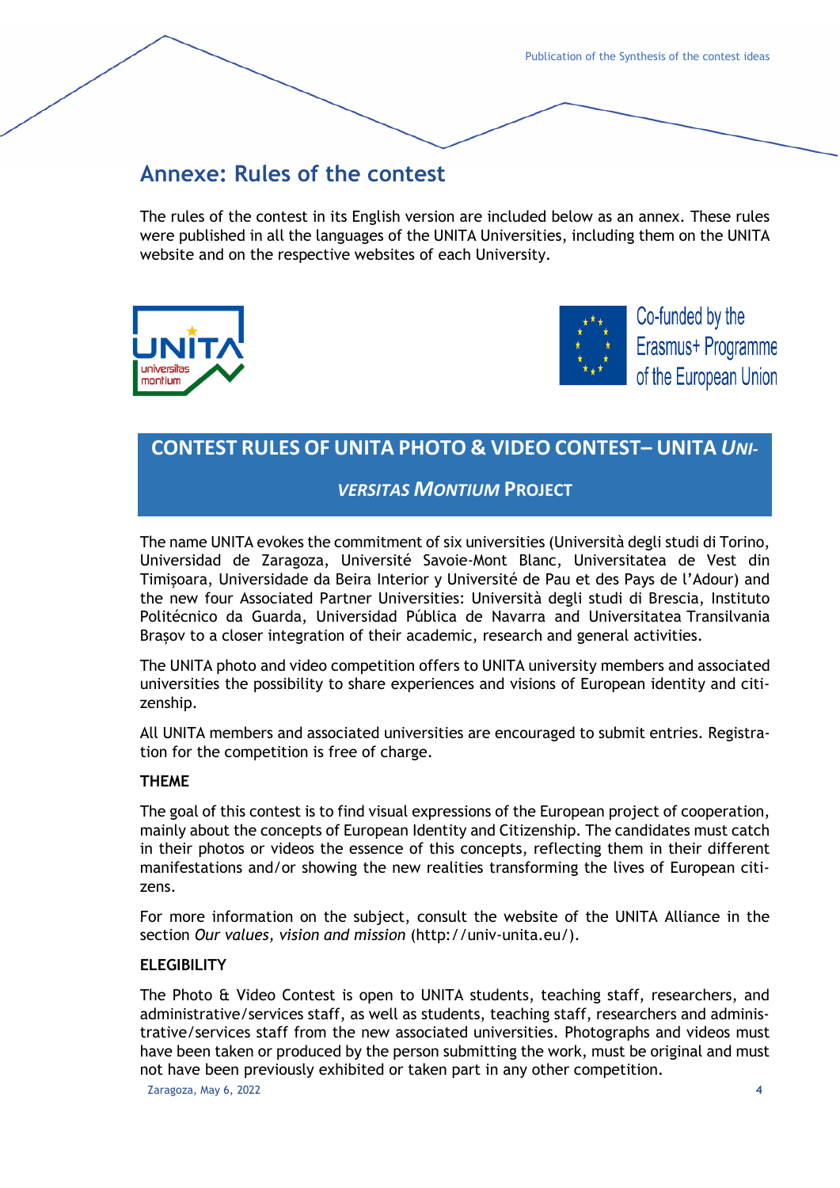## Annexe: Rules of the contest

The rules of the contest in its English version are included below as an annex. These rules were published in all the languages of the UNITA Universities, including them on the UNITA website and on the respective websites of each University.

UNITA universitas montium

Co-funded by the Erasmus+ Programme of the European Union

## CONTEST RULES OF UNITA PHOTO & VIDEO CONTEST– UNITA *UNIVERSITAS MONTIUM* PROJECT

The name UNITA evokes the commitment of six universities (Università degli studi di Torino, Universidad de Zaragoza, Université Savoie-Mont Blanc, Universitatea de Vest din Timișoara, Universidade da Beira Interior y Université de Pau et des Pays de l'Adour) and the new four Associated Partner Universities: Università degli studi di Brescia, Instituto Politécnico da Guarda, Universidad Pública de Navarra and Universitatea Transilvania Brașov to a closer integration of their academic, research and general activities.

The UNITA photo and video competition offers to UNITA university members and associated universities the possibility to share experiences and visions of European identity and citizenship.

All UNITA members and associated universities are encouraged to submit entries. Registration for the competition is free of charge.

**THEME**

The goal of this contest is to find visual expressions of the European project of cooperation, mainly about the concepts of European Identity and Citizenship. The candidates must catch in their photos or videos the essence of this concepts, reflecting them in their different manifestations and/or showing the new realities transforming the lives of European citizens.

For more information on the subject, consult the website of the UNITA Alliance in the section *Our values, vision and mission* (http://univ-unita.eu/).

**ELEGIBILITY**

The Photo & Video Contest is open to UNITA students, teaching staff, researchers, and administrative/services staff, as well as students, teaching staff, researchers and administrative/services staff from the new associated universities. Photographs and videos must have been taken or produced by the person submitting the work, must be original and must not have been previously exhibited or taken part in any other competition.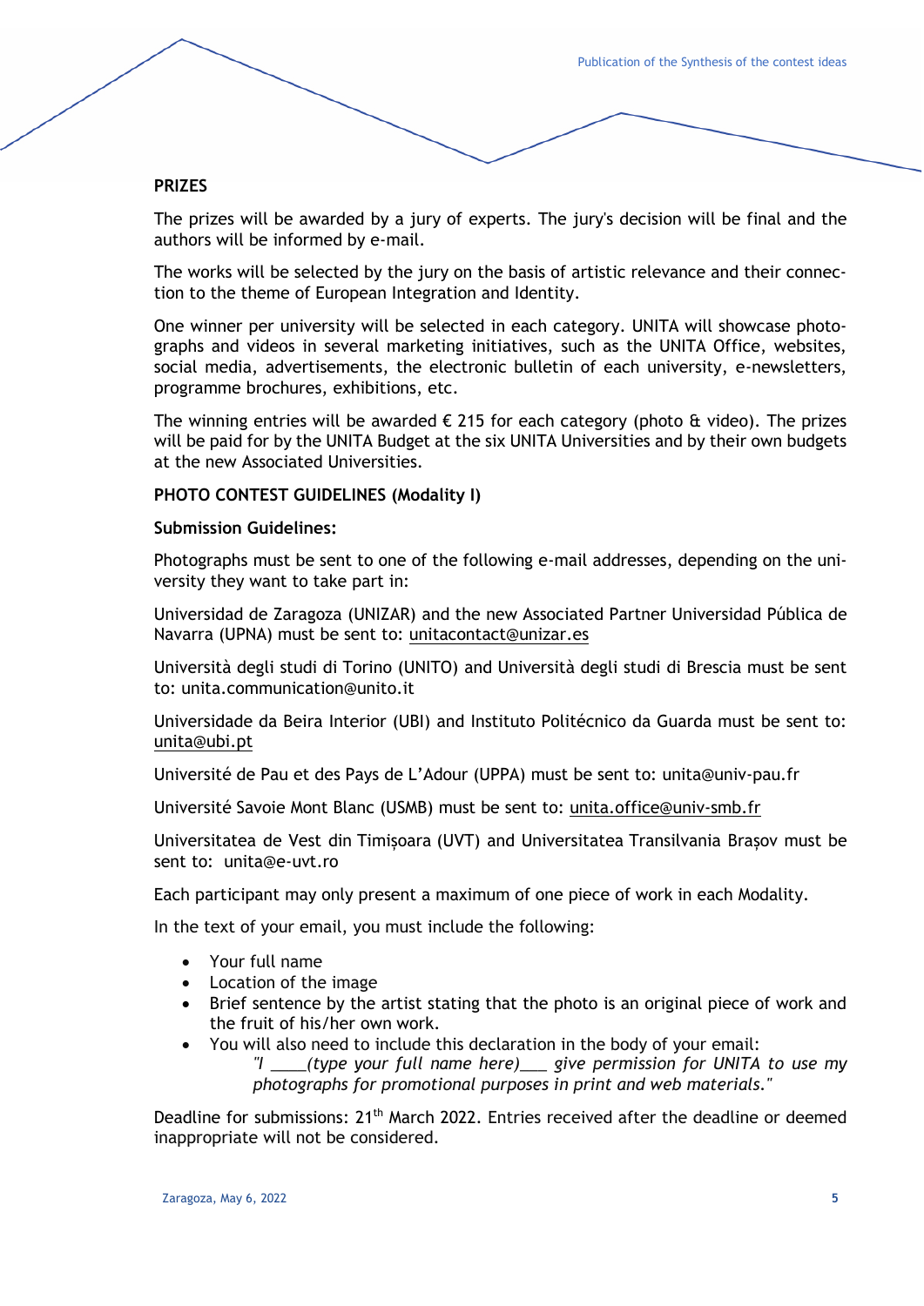**PRIZES**

The prizes will be awarded by a jury of experts. The jury's decision will be final and the authors will be informed by e-mail.

The works will be selected by the jury on the basis of artistic relevance and their connection to the theme of European Integration and Identity.

One winner per university will be selected in each category. UNITA will showcase photographs and videos in several marketing initiatives, such as the UNITA Office, websites, social media, advertisements, the electronic bulletin of each university, e-newsletters, programme brochures, exhibitions, etc.

The winning entries will be awarded € 215 for each category (photo & video). The prizes will be paid for by the UNITA Budget at the six UNITA Universities and by their own budgets at the new Associated Universities.

**PHOTO CONTEST GUIDELINES (Modality I)**

**Submission Guidelines:**

Photographs must be sent to one of the following e-mail addresses, depending on the university they want to take part in:

Universidad de Zaragoza (UNIZAR) and the new Associated Partner Universidad Pública de Navarra (UPNA) must be sent to: unitacontact@unizar.es

Università degli studi di Torino (UNITO) and Università degli studi di Brescia must be sent to: unita.communication@unito.it

Universidade da Beira Interior (UBI) and Instituto Politécnico da Guarda must be sent to: unita@ubi.pt

Université de Pau et des Pays de L'Adour (UPPA) must be sent to: unita@univ-pau.fr

Université Savoie Mont Blanc (USMB) must be sent to: unita.office@univ-smb.fr

Universitatea de Vest din Timișoara (UVT) and Universitatea Transilvania Brașov must be sent to: unita@e-uvt.ro

Each participant may only present a maximum of one piece of work in each Modality.

In the text of your email, you must include the following:

- Your full name
- Location of the image
- Brief sentence by the artist stating that the photo is an original piece of work and the fruit of his/her own work.
- You will also need to include this declaration in the body of your email:
  *"I ____(type your full name here)___ give permission for UNITA to use my photographs for promotional purposes in print and web materials."*

Deadline for submissions: 21th March 2022. Entries received after the deadline or deemed inappropriate will not be considered.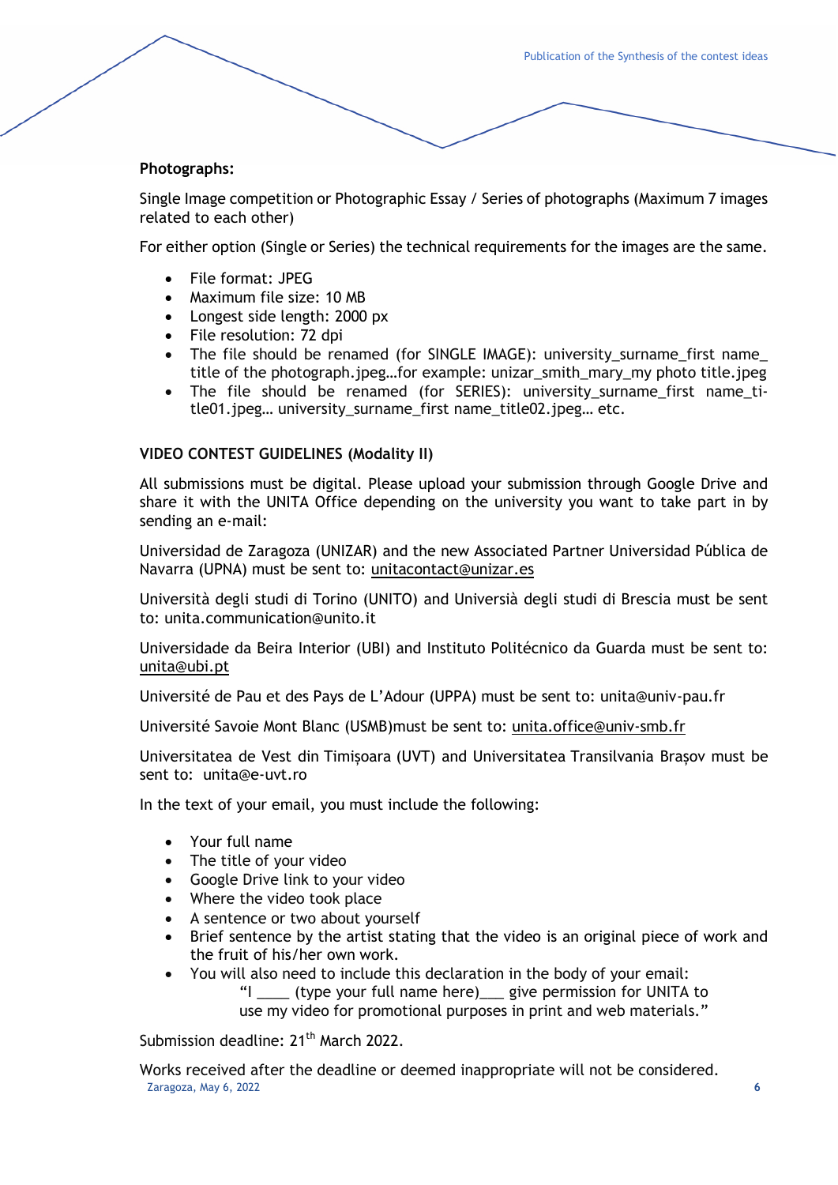**Photographs:**

Single Image competition or Photographic Essay / Series of photographs (Maximum 7 images related to each other)

For either option (Single or Series) the technical requirements for the images are the same.

- File format: JPEG
- Maximum file size: 10 MB
- Longest side length: 2000 px
- File resolution: 72 dpi
- The file should be renamed (for SINGLE IMAGE): university_surname_first name_title of the photograph.jpeg…for example: unizar_smith_mary_my photo title.jpeg
- The file should be renamed (for SERIES): university_surname_first name_title01.jpeg… university_surname_first name_title02.jpeg… etc.

**VIDEO CONTEST GUIDELINES (Modality II)**

All submissions must be digital. Please upload your submission through Google Drive and share it with the UNITA Office depending on the university you want to take part in by sending an e-mail:

Universidad de Zaragoza (UNIZAR) and the new Associated Partner Universidad Pública de Navarra (UPNA) must be sent to: unitacontact@unizar.es

Università degli studi di Torino (UNITO) and Universià degli studi di Brescia must be sent to: unita.communication@unito.it

Universidade da Beira Interior (UBI) and Instituto Politécnico da Guarda must be sent to: unita@ubi.pt

Université de Pau et des Pays de L'Adour (UPPA) must be sent to: unita@univ-pau.fr

Université Savoie Mont Blanc (USMB)must be sent to: unita.office@univ-smb.fr

Universitatea de Vest din Timișoara (UVT) and Universitatea Transilvania Brașov must be sent to: unita@e-uvt.ro

In the text of your email, you must include the following:

- Your full name
- The title of your video
- Google Drive link to your video
- Where the video took place
- A sentence or two about yourself
- Brief sentence by the artist stating that the video is an original piece of work and the fruit of his/her own work.
- You will also need to include this declaration in the body of your email:
  "I ____ (type your full name here)___ give permission for UNITA to use my video for promotional purposes in print and web materials."

Submission deadline: 21st March 2022.

Works received after the deadline or deemed inappropriate will not be considered.

Zaragoza, May 6, 2022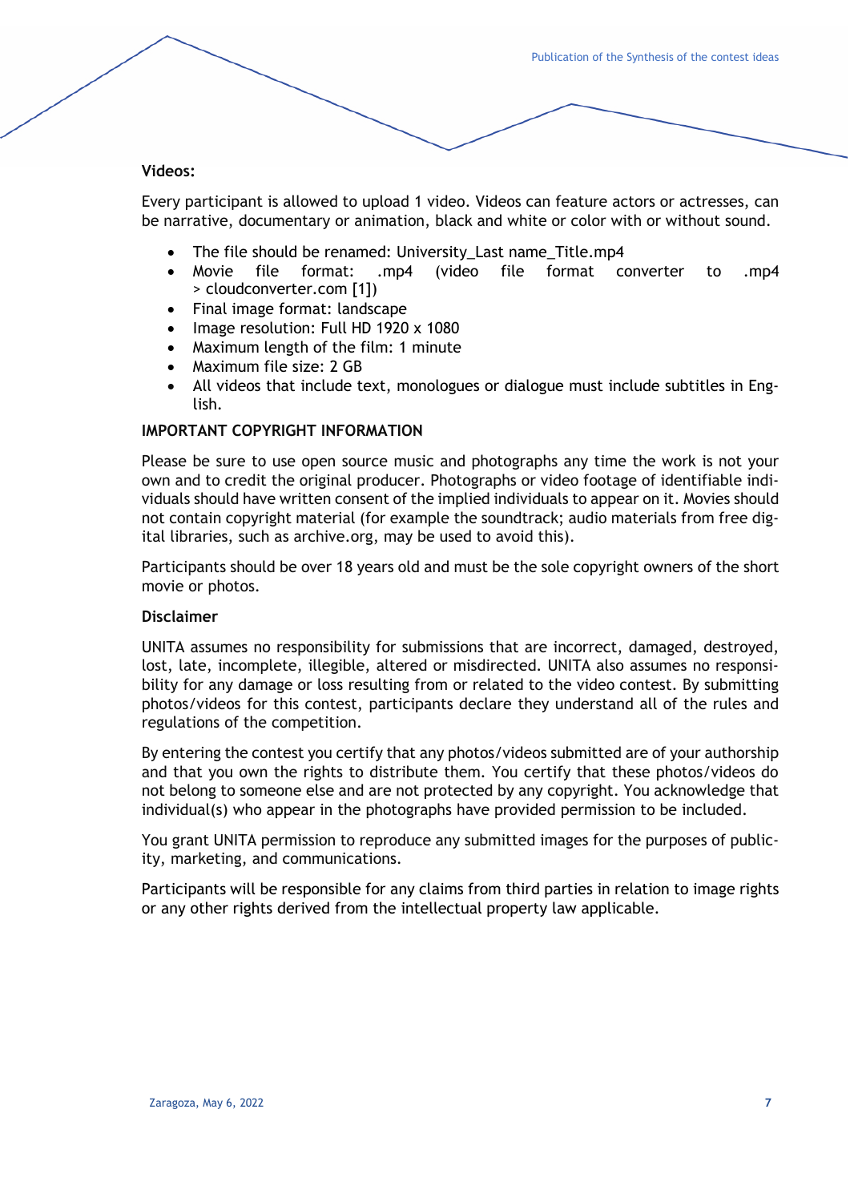**Videos:**

Every participant is allowed to upload 1 video. Videos can feature actors or actresses, can be narrative, documentary or animation, black and white or color with or without sound.

- The file should be renamed: University_Last name_Title.mp4
- Movie file format: .mp4 (video file format converter to .mp4 > cloudconverter.com [1])
- Final image format: landscape
- Image resolution: Full HD 1920 x 1080
- Maximum length of the film: 1 minute
- Maximum file size: 2 GB
- All videos that include text, monologues or dialogue must include subtitles in English.

**IMPORTANT COPYRIGHT INFORMATION**

Please be sure to use open source music and photographs any time the work is not your own and to credit the original producer. Photographs or video footage of identifiable individuals should have written consent of the implied individuals to appear on it. Movies should not contain copyright material (for example the soundtrack; audio materials from free digital libraries, such as archive.org, may be used to avoid this).

Participants should be over 18 years old and must be the sole copyright owners of the short movie or photos.

**Disclaimer**

UNITA assumes no responsibility for submissions that are incorrect, damaged, destroyed, lost, late, incomplete, illegible, altered or misdirected. UNITA also assumes no responsibility for any damage or loss resulting from or related to the video contest. By submitting photos/videos for this contest, participants declare they understand all of the rules and regulations of the competition.

By entering the contest you certify that any photos/videos submitted are of your authorship and that you own the rights to distribute them. You certify that these photos/videos do not belong to someone else and are not protected by any copyright. You acknowledge that individual(s) who appear in the photographs have provided permission to be included.

You grant UNITA permission to reproduce any submitted images for the purposes of publicity, marketing, and communications.

Participants will be responsible for any claims from third parties in relation to image rights or any other rights derived from the intellectual property law applicable.